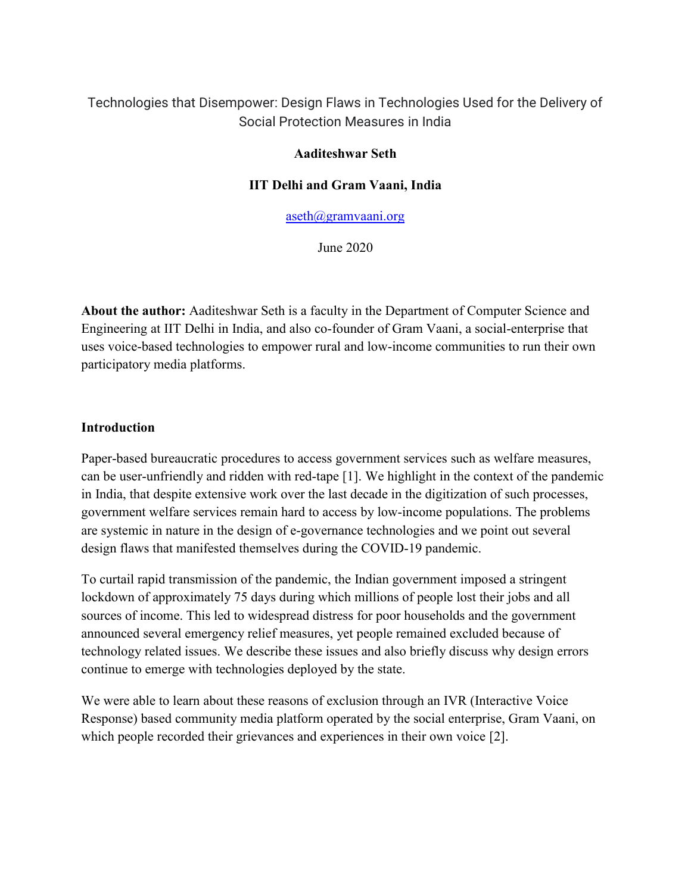# Technologies that Disempower: Design Flaws in Technologies Used for the Delivery of Social Protection Measures in India

**Aaditeshwar Seth**

**IIT Delhi and Gram Vaani, India**

aseth@gramvaani.org

June 2020

**About the author:** Aaditeshwar Seth is a faculty in the Department of Computer Science and Engineering at IIT Delhi in India, and also co-founder of Gram Vaani, a social-enterprise that uses voice-based technologies to empower rural and low-income communities to run their own participatory media platforms.

## Introduction

Paper-based bureaucratic procedures to access government services such as welfare measures, can be user-unfriendly and ridden with red-tape [1]. We highlight in the context of the pandemic in India, that despite extensive work over the last decade in the digitization of such processes, government welfare services remain hard to access by low-income populations. The problems are systemic in nature in the design of e-governance technologies and we point out several design flaws that manifested themselves during the COVID-19 pandemic.

To curtail rapid transmission of the pandemic, the Indian government imposed a stringent lockdown of approximately 75 days during which millions of people lost their jobs and all sources of income. This led to widespread distress for poor households and the government announced several emergency relief measures, yet people remained excluded because of technology related issues. We describe these issues and also briefly discuss why design errors continue to emerge with technologies deployed by the state.

We were able to learn about these reasons of exclusion through an IVR (Interactive Voice Response) based community media platform operated by the social enterprise, Gram Vaani, on which people recorded their grievances and experiences in their own voice [2].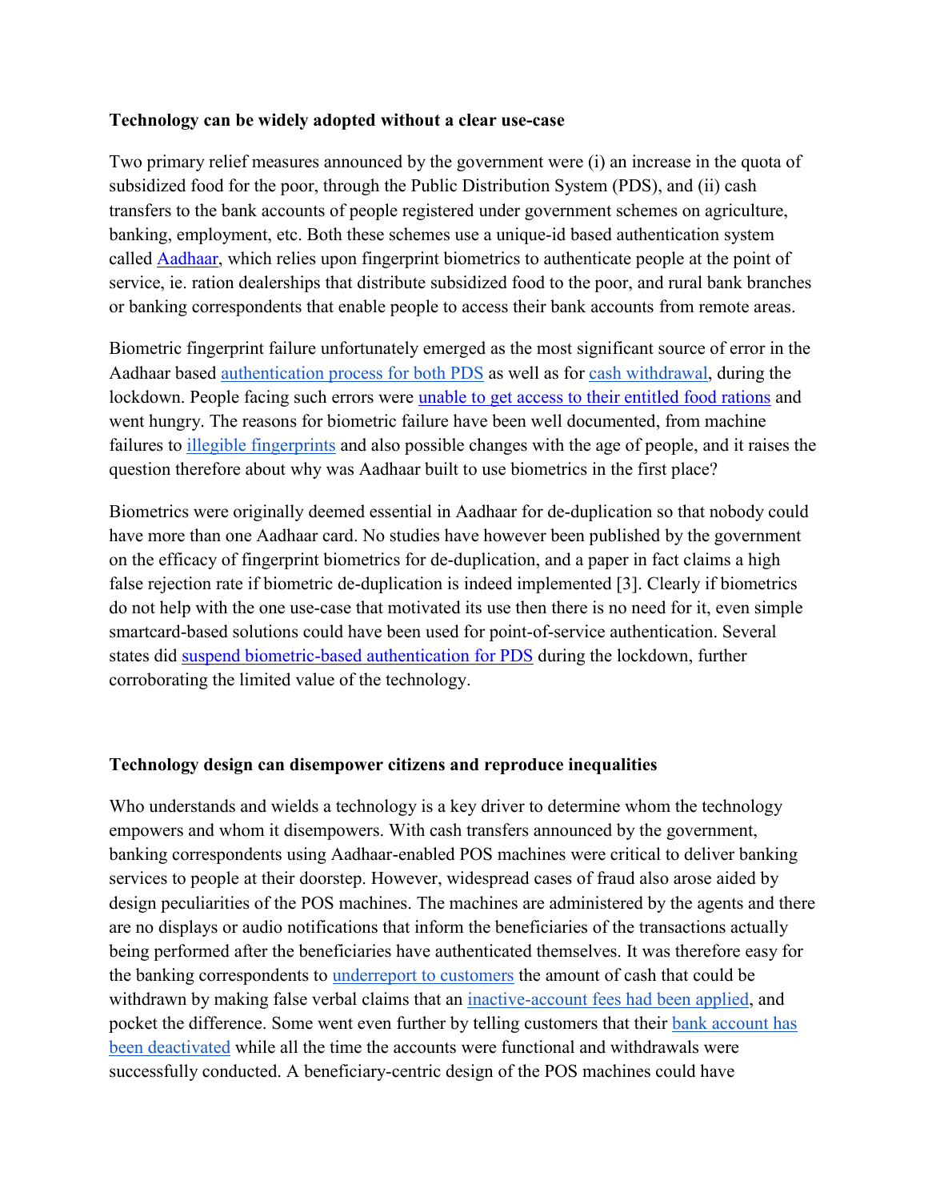**Technology can be widely adopted without a clear use-case**

Two primary relief measures announced by the government were (i) an increase in the quota of subsidized food for the poor, through the Public Distribution System (PDS), and (ii) cash transfers to the bank accounts of people registered under government schemes on agriculture, banking, employment, etc. Both these schemes use a unique-id based authentication system called Aadhaar, which relies upon fingerprint biometrics to authenticate people at the point of service, ie. ration dealerships that distribute subsidized food to the poor, and rural bank branches or banking correspondents that enable people to access their bank accounts from remote areas.

Biometric fingerprint failure unfortunately emerged as the most significant source of error in the Aadhaar based authentication process for both PDS as well as for cash withdrawal, during the lockdown. People facing such errors were unable to get access to their entitled food rations and went hungry. The reasons for biometric failure have been well documented, from machine failures to illegible fingerprints and also possible changes with the age of people, and it raises the question therefore about why was Aadhaar built to use biometrics in the first place?

Biometrics were originally deemed essential in Aadhaar for de-duplication so that nobody could have more than one Aadhaar card. No studies have however been published by the government on the efficacy of fingerprint biometrics for de-duplication, and a paper in fact claims a high false rejection rate if biometric de-duplication is indeed implemented [3]. Clearly if biometrics do not help with the one use-case that motivated its use then there is no need for it, even simple smartcard-based solutions could have been used for point-of-service authentication. Several states did suspend biometric-based authentication for PDS during the lockdown, further corroborating the limited value of the technology.

**Technology design can disempower citizens and reproduce inequalities**

Who understands and wields a technology is a key driver to determine whom the technology empowers and whom it disempowers. With cash transfers announced by the government, banking correspondents using Aadhaar-enabled POS machines were critical to deliver banking services to people at their doorstep. However, widespread cases of fraud also arose aided by design peculiarities of the POS machines. The machines are administered by the agents and there are no displays or audio notifications that inform the beneficiaries of the transactions actually being performed after the beneficiaries have authenticated themselves. It was therefore easy for the banking correspondents to underreport to customers the amount of cash that could be withdrawn by making false verbal claims that an inactive-account fees had been applied, and pocket the difference. Some went even further by telling customers that their bank account has been deactivated while all the time the accounts were functional and withdrawals were successfully conducted. A beneficiary-centric design of the POS machines could have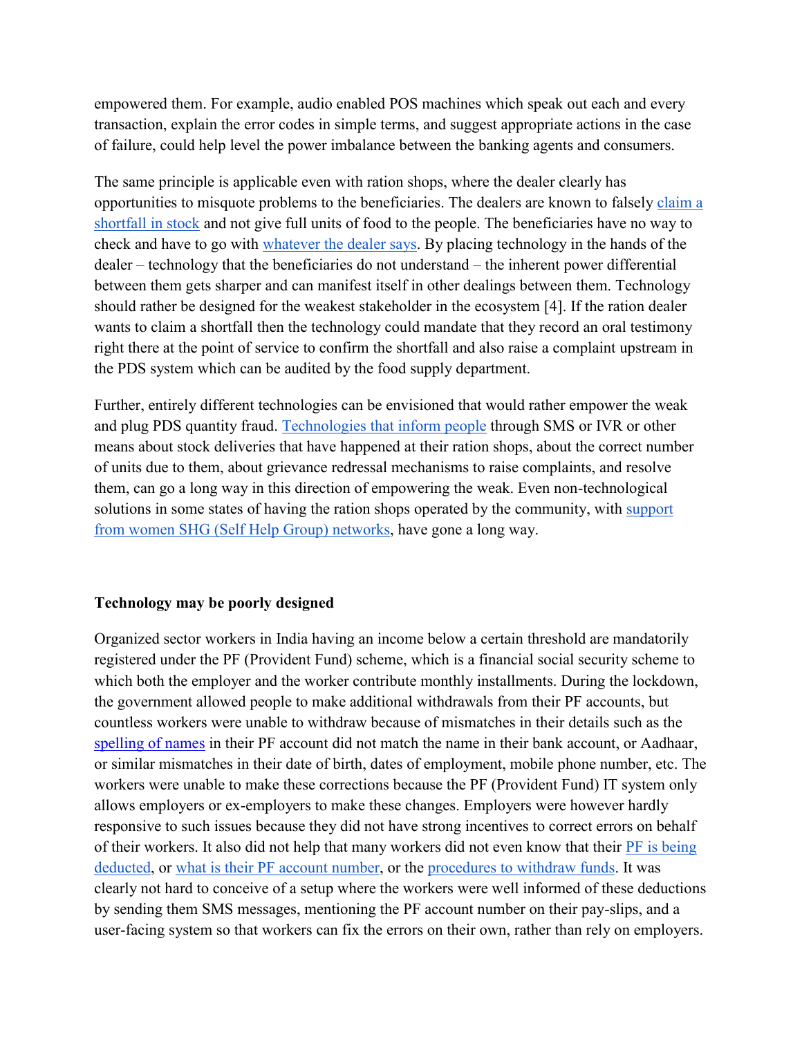empowered them. For example, audio enabled POS machines which speak out each and every transaction, explain the error codes in simple terms, and suggest appropriate actions in the case of failure, could help level the power imbalance between the banking agents and consumers.

The same principle is applicable even with ration shops, where the dealer clearly has opportunities to misquote problems to the beneficiaries. The dealers are known to falsely claim a shortfall in stock and not give full units of food to the people. The beneficiaries have no way to check and have to go with whatever the dealer says. By placing technology in the hands of the dealer – technology that the beneficiaries do not understand – the inherent power differential between them gets sharper and can manifest itself in other dealings between them. Technology should rather be designed for the weakest stakeholder in the ecosystem [4]. If the ration dealer wants to claim a shortfall then the technology could mandate that they record an oral testimony right there at the point of service to confirm the shortfall and also raise a complaint upstream in the PDS system which can be audited by the food supply department.

Further, entirely different technologies can be envisioned that would rather empower the weak and plug PDS quantity fraud. Technologies that inform people through SMS or IVR or other means about stock deliveries that have happened at their ration shops, about the correct number of units due to them, about grievance redressal mechanisms to raise complaints, and resolve them, can go a long way in this direction of empowering the weak. Even non-technological solutions in some states of having the ration shops operated by the community, with support from women SHG (Self Help Group) networks, have gone a long way.

**Technology may be poorly designed**

Organized sector workers in India having an income below a certain threshold are mandatorily registered under the PF (Provident Fund) scheme, which is a financial social security scheme to which both the employer and the worker contribute monthly installments. During the lockdown, the government allowed people to make additional withdrawals from their PF accounts, but countless workers were unable to withdraw because of mismatches in their details such as the spelling of names in their PF account did not match the name in their bank account, or Aadhaar, or similar mismatches in their date of birth, dates of employment, mobile phone number, etc. The workers were unable to make these corrections because the PF (Provident Fund) IT system only allows employers or ex-employers to make these changes. Employers were however hardly responsive to such issues because they did not have strong incentives to correct errors on behalf of their workers. It also did not help that many workers did not even know that their PF is being deducted, or what is their PF account number, or the procedures to withdraw funds. It was clearly not hard to conceive of a setup where the workers were well informed of these deductions by sending them SMS messages, mentioning the PF account number on their pay-slips, and a user-facing system so that workers can fix the errors on their own, rather than rely on employers.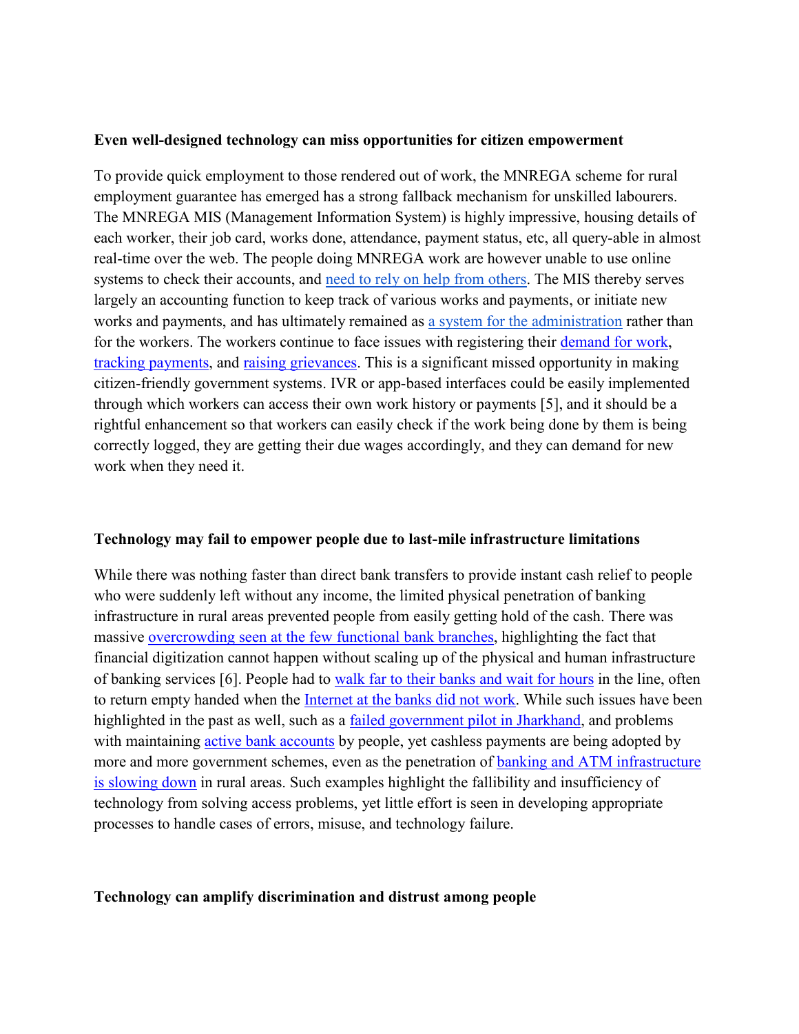**Even well-designed technology can miss opportunities for citizen empowerment**

To provide quick employment to those rendered out of work, the MNREGA scheme for rural employment guarantee has emerged has a strong fallback mechanism for unskilled labourers. The MNREGA MIS (Management Information System) is highly impressive, housing details of each worker, their job card, works done, attendance, payment status, etc, all query-able in almost real-time over the web. The people doing MNREGA work are however unable to use online systems to check their accounts, and need to rely on help from others. The MIS thereby serves largely an accounting function to keep track of various works and payments, or initiate new works and payments, and has ultimately remained as a system for the administration rather than for the workers. The workers continue to face issues with registering their demand for work, tracking payments, and raising grievances. This is a significant missed opportunity in making citizen-friendly government systems. IVR or app-based interfaces could be easily implemented through which workers can access their own work history or payments [5], and it should be a rightful enhancement so that workers can easily check if the work being done by them is being correctly logged, they are getting their due wages accordingly, and they can demand for new work when they need it.

**Technology may fail to empower people due to last-mile infrastructure limitations**

While there was nothing faster than direct bank transfers to provide instant cash relief to people who were suddenly left without any income, the limited physical penetration of banking infrastructure in rural areas prevented people from easily getting hold of the cash. There was massive overcrowding seen at the few functional bank branches, highlighting the fact that financial digitization cannot happen without scaling up of the physical and human infrastructure of banking services [6]. People had to walk far to their banks and wait for hours in the line, often to return empty handed when the Internet at the banks did not work. While such issues have been highlighted in the past as well, such as a failed government pilot in Jharkhand, and problems with maintaining active bank accounts by people, yet cashless payments are being adopted by more and more government schemes, even as the penetration of banking and ATM infrastructure is slowing down in rural areas. Such examples highlight the fallibility and insufficiency of technology from solving access problems, yet little effort is seen in developing appropriate processes to handle cases of errors, misuse, and technology failure.

**Technology can amplify discrimination and distrust among people**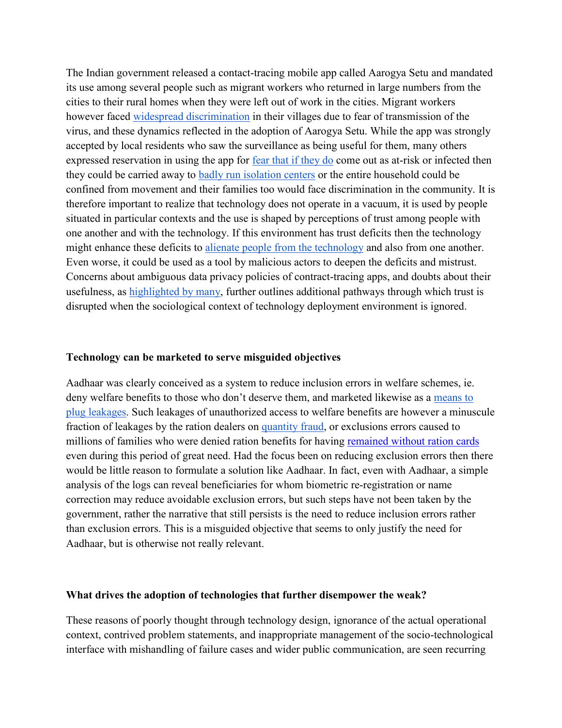The Indian government released a contact-tracing mobile app called Aarogya Setu and mandated its use among several people such as migrant workers who returned in large numbers from the cities to their rural homes when they were left out of work in the cities. Migrant workers however faced widespread discrimination in their villages due to fear of transmission of the virus, and these dynamics reflected in the adoption of Aarogya Setu. While the app was strongly accepted by local residents who saw the surveillance as being useful for them, many others expressed reservation in using the app for fear that if they do come out as at-risk or infected then they could be carried away to badly run isolation centers or the entire household could be confined from movement and their families too would face discrimination in the community. It is therefore important to realize that technology does not operate in a vacuum, it is used by people situated in particular contexts and the use is shaped by perceptions of trust among people with one another and with the technology. If this environment has trust deficits then the technology might enhance these deficits to alienate people from the technology and also from one another. Even worse, it could be used as a tool by malicious actors to deepen the deficits and mistrust. Concerns about ambiguous data privacy policies of contract-tracing apps, and doubts about their usefulness, as highlighted by many, further outlines additional pathways through which trust is disrupted when the sociological context of technology deployment environment is ignored.

**Technology can be marketed to serve misguided objectives**

Aadhaar was clearly conceived as a system to reduce inclusion errors in welfare schemes, ie. deny welfare benefits to those who don't deserve them, and marketed likewise as a means to plug leakages. Such leakages of unauthorized access to welfare benefits are however a minuscule fraction of leakages by the ration dealers on quantity fraud, or exclusions errors caused to millions of families who were denied ration benefits for having remained without ration cards even during this period of great need. Had the focus been on reducing exclusion errors then there would be little reason to formulate a solution like Aadhaar. In fact, even with Aadhaar, a simple analysis of the logs can reveal beneficiaries for whom biometric re-registration or name correction may reduce avoidable exclusion errors, but such steps have not been taken by the government, rather the narrative that still persists is the need to reduce inclusion errors rather than exclusion errors. This is a misguided objective that seems to only justify the need for Aadhaar, but is otherwise not really relevant.

**What drives the adoption of technologies that further disempower the weak?**

These reasons of poorly thought through technology design, ignorance of the actual operational context, contrived problem statements, and inappropriate management of the socio-technological interface with mishandling of failure cases and wider public communication, are seen recurring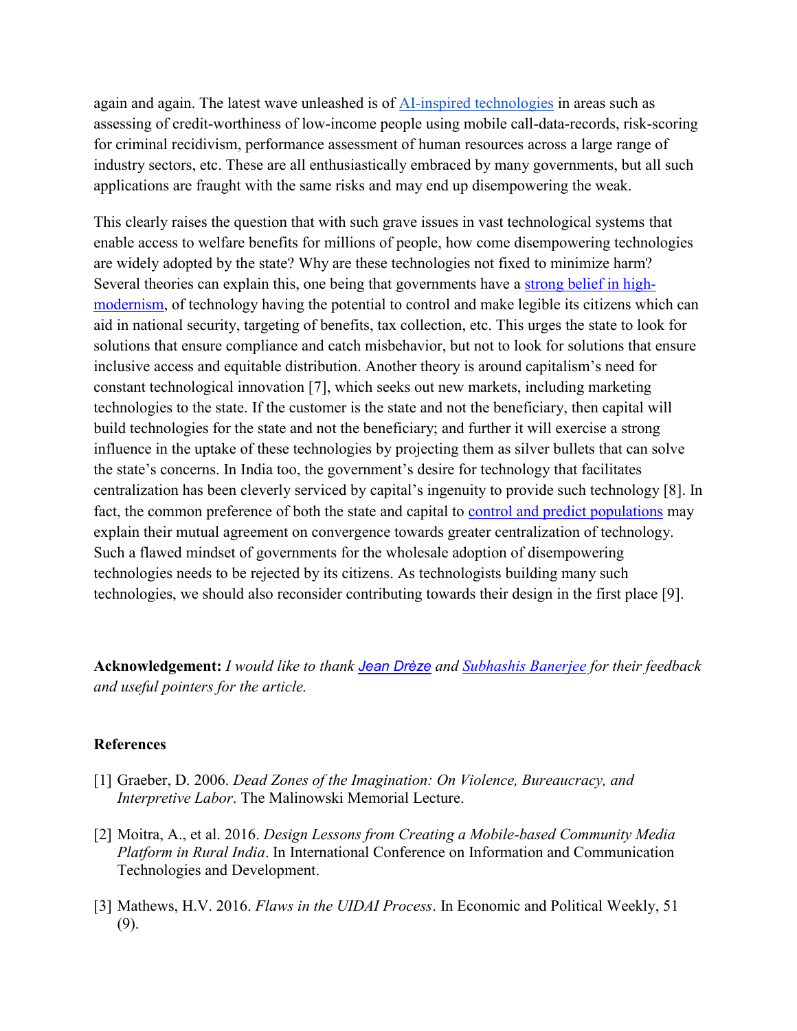again and again. The latest wave unleashed is of AI-inspired technologies in areas such as assessing of credit-worthiness of low-income people using mobile call-data-records, risk-scoring for criminal recidivism, performance assessment of human resources across a large range of industry sectors, etc. These are all enthusiastically embraced by many governments, but all such applications are fraught with the same risks and may end up disempowering the weak.

This clearly raises the question that with such grave issues in vast technological systems that enable access to welfare benefits for millions of people, how come disempowering technologies are widely adopted by the state? Why are these technologies not fixed to minimize harm? Several theories can explain this, one being that governments have a strong belief in high-modernism, of technology having the potential to control and make legible its citizens which can aid in national security, targeting of benefits, tax collection, etc. This urges the state to look for solutions that ensure compliance and catch misbehavior, but not to look for solutions that ensure inclusive access and equitable distribution. Another theory is around capitalism's need for constant technological innovation [7], which seeks out new markets, including marketing technologies to the state. If the customer is the state and not the beneficiary, then capital will build technologies for the state and not the beneficiary; and further it will exercise a strong influence in the uptake of these technologies by projecting them as silver bullets that can solve the state's concerns. In India too, the government's desire for technology that facilitates centralization has been cleverly serviced by capital's ingenuity to provide such technology [8]. In fact, the common preference of both the state and capital to control and predict populations may explain their mutual agreement on convergence towards greater centralization of technology. Such a flawed mindset of governments for the wholesale adoption of disempowering technologies needs to be rejected by its citizens. As technologists building many such technologies, we should also reconsider contributing towards their design in the first place [9].

**Acknowledgement:** *I would like to thank Jean Drèze and Subhashis Banerjee for their feedback and useful pointers for the article.*

**References**

[1] Graeber, D. 2006. *Dead Zones of the Imagination: On Violence, Bureaucracy, and Interpretive Labor*. The Malinowski Memorial Lecture.

[2] Moitra, A., et al. 2016. *Design Lessons from Creating a Mobile-based Community Media Platform in Rural India*. In International Conference on Information and Communication Technologies and Development.

[3] Mathews, H.V. 2016. *Flaws in the UIDAI Process*. In Economic and Political Weekly, 51 (9).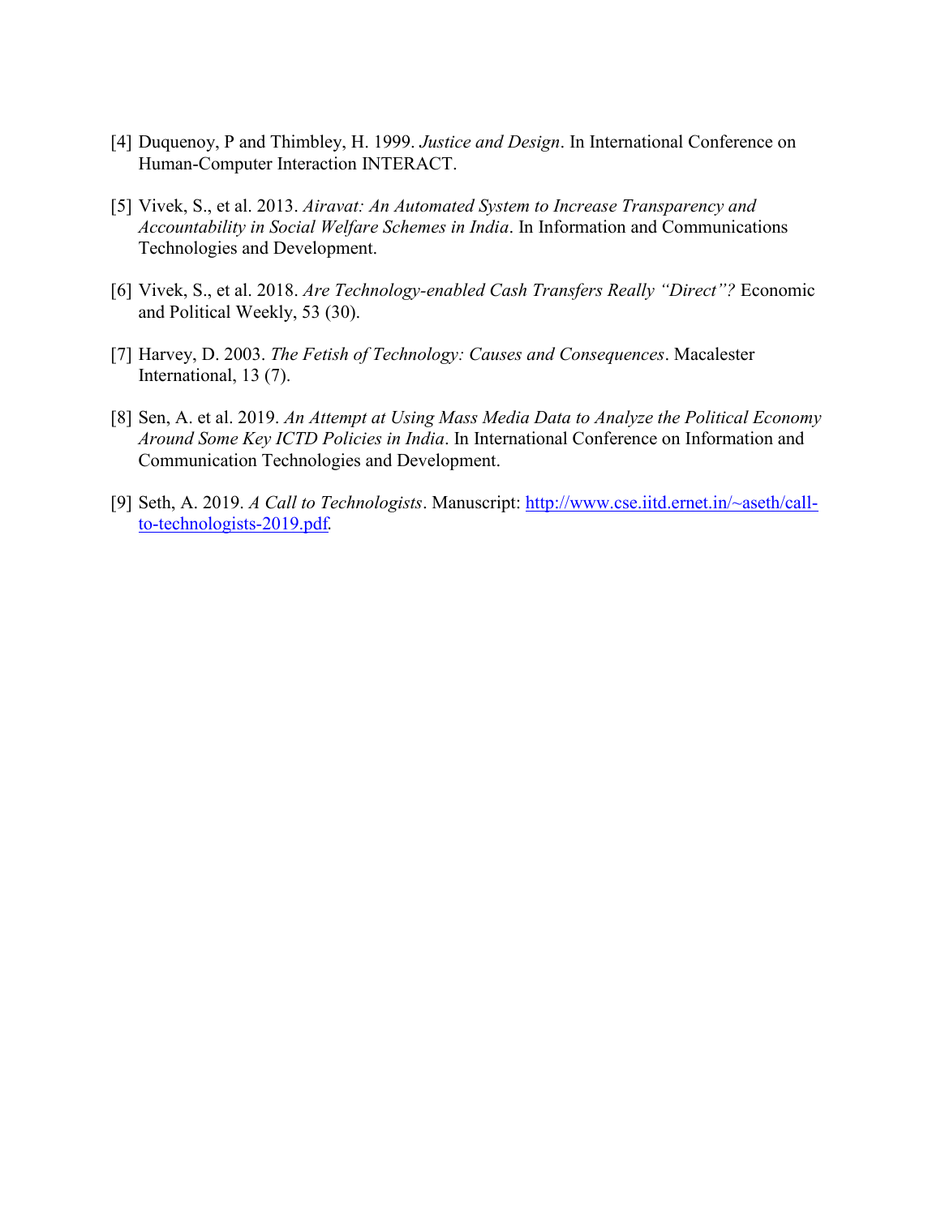[4] Duquenoy, P and Thimbley, H. 1999. *Justice and Design*. In International Conference on Human-Computer Interaction INTERACT.

[5] Vivek, S., et al. 2013. *Airavat: An Automated System to Increase Transparency and Accountability in Social Welfare Schemes in India*. In Information and Communications Technologies and Development.

[6] Vivek, S., et al. 2018. *Are Technology-enabled Cash Transfers Really "Direct"?* Economic and Political Weekly, 53 (30).

[7] Harvey, D. 2003. *The Fetish of Technology: Causes and Consequences*. Macalester International, 13 (7).

[8] Sen, A. et al. 2019. *An Attempt at Using Mass Media Data to Analyze the Political Economy Around Some Key ICTD Policies in India*. In International Conference on Information and Communication Technologies and Development.

[9] Seth, A. 2019. *A Call to Technologists*. Manuscript: [http://www.cse.iitd.ernet.in/~aseth/call-to-technologists-2019.pdf](http://www.cse.iitd.ernet.in/~aseth/call-to-technologists-2019.pdf).